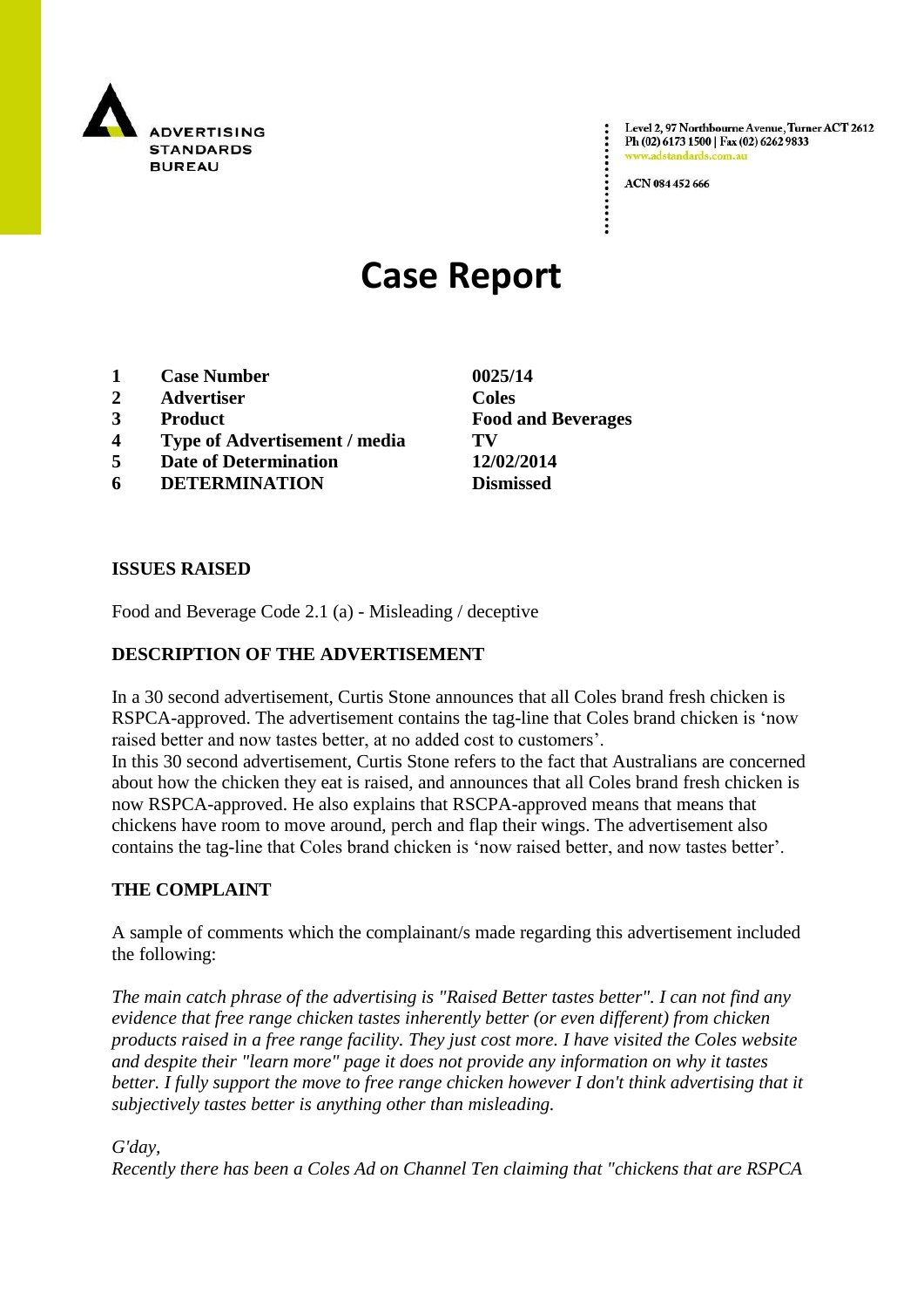ADVERTISING STANDARDS BUREAU

Level 2, 97 Northbourne Avenue, Turner ACT 2612
Ph (02) 6173 1500 | Fax (02) 6262 9833
www.adstandards.com.au

ACN 084 452 666

# Case Report

| | | |
|---|---|---|
| 1 | **Case Number** | **0025/14** |
| 2 | **Advertiser** | **Coles** |
| 3 | **Product** | **Food and Beverages** |
| 4 | **Type of Advertisement / media** | **TV** |
| 5 | **Date of Determination** | **12/02/2014** |
| 6 | **DETERMINATION** | **Dismissed** |

## ISSUES RAISED

Food and Beverage Code 2.1 (a) - Misleading / deceptive

## DESCRIPTION OF THE ADVERTISEMENT

In a 30 second advertisement, Curtis Stone announces that all Coles brand fresh chicken is RSPCA-approved. The advertisement contains the tag-line that Coles brand chicken is 'now raised better and now tastes better, at no added cost to customers'.
In this 30 second advertisement, Curtis Stone refers to the fact that Australians are concerned about how the chicken they eat is raised, and announces that all Coles brand fresh chicken is now RSPCA-approved. He also explains that RSCPA-approved means that means that chickens have room to move around, perch and flap their wings. The advertisement also contains the tag-line that Coles brand chicken is 'now raised better, and now tastes better'.

## THE COMPLAINT

A sample of comments which the complainant/s made regarding this advertisement included the following:

*The main catch phrase of the advertising is "Raised Better tastes better". I can not find any evidence that free range chicken tastes inherently better (or even different) from chicken products raised in a free range facility. They just cost more. I have visited the Coles website and despite their "learn more" page it does not provide any information on why it tastes better. I fully support the move to free range chicken however I don't think advertising that it subjectively tastes better is anything other than misleading.*

*G'day,*
*Recently there has been a Coles Ad on Channel Ten claiming that "chickens that are RSPCA*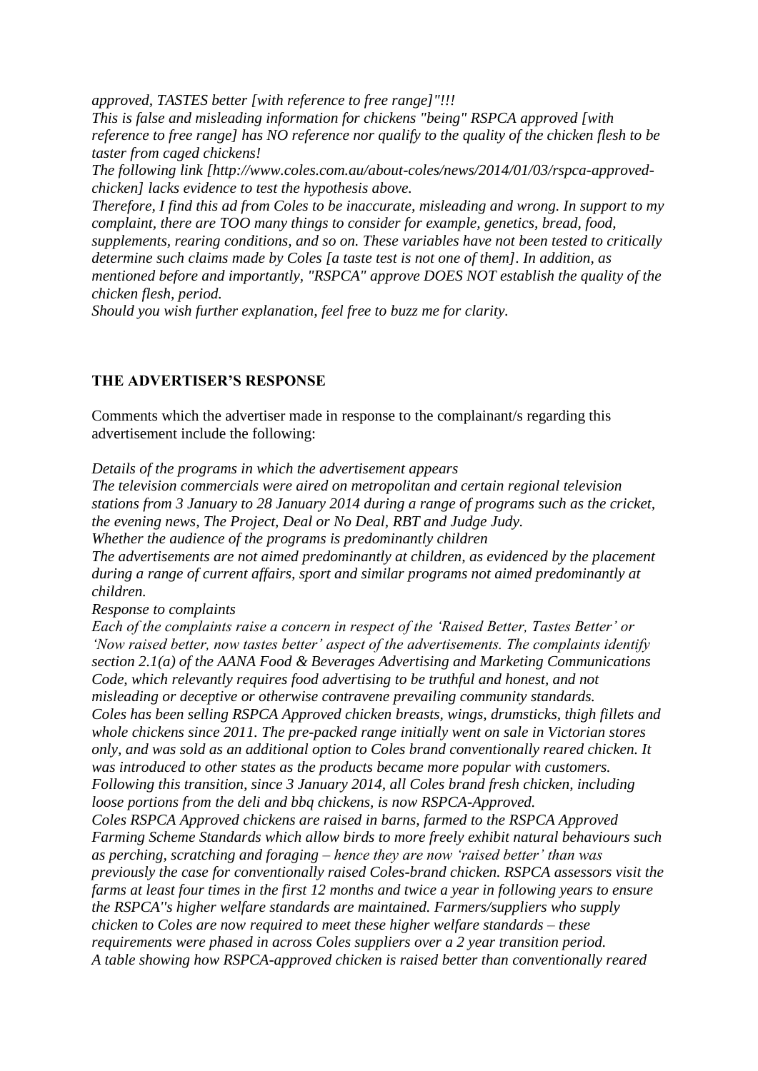*approved, TASTES better [with reference to free range]"!!!*
*This is false and misleading information for chickens "being" RSPCA approved [with reference to free range] has NO reference nor qualify to the quality of the chicken flesh to be taster from caged chickens!*
*The following link [http://www.coles.com.au/about-coles/news/2014/01/03/rspca-approved-chicken] lacks evidence to test the hypothesis above.*
*Therefore, I find this ad from Coles to be inaccurate, misleading and wrong. In support to my complaint, there are TOO many things to consider for example, genetics, bread, food, supplements, rearing conditions, and so on. These variables have not been tested to critically determine such claims made by Coles [a taste test is not one of them]. In addition, as mentioned before and importantly, "RSPCA" approve DOES NOT establish the quality of the chicken flesh, period.*
*Should you wish further explanation, feel free to buzz me for clarity.*

## THE ADVERTISER'S RESPONSE

Comments which the advertiser made in response to the complainant/s regarding this advertisement include the following:

*Details of the programs in which the advertisement appears*
*The television commercials were aired on metropolitan and certain regional television stations from 3 January to 28 January 2014 during a range of programs such as the cricket, the evening news, The Project, Deal or No Deal, RBT and Judge Judy.*
*Whether the audience of the programs is predominantly children*
*The advertisements are not aimed predominantly at children, as evidenced by the placement during a range of current affairs, sport and similar programs not aimed predominantly at children.*
*Response to complaints*
*Each of the complaints raise a concern in respect of the 'Raised Better, Tastes Better' or 'Now raised better, now tastes better' aspect of the advertisements. The complaints identify section 2.1(a) of the AANA Food & Beverages Advertising and Marketing Communications Code, which relevantly requires food advertising to be truthful and honest, and not misleading or deceptive or otherwise contravene prevailing community standards.*
*Coles has been selling RSPCA Approved chicken breasts, wings, drumsticks, thigh fillets and whole chickens since 2011. The pre-packed range initially went on sale in Victorian stores only, and was sold as an additional option to Coles brand conventionally reared chicken. It was introduced to other states as the products became more popular with customers.*
*Following this transition, since 3 January 2014, all Coles brand fresh chicken, including loose portions from the deli and bbq chickens, is now RSPCA-Approved.*
*Coles RSPCA Approved chickens are raised in barns, farmed to the RSPCA Approved Farming Scheme Standards which allow birds to more freely exhibit natural behaviours such as perching, scratching and foraging – hence they are now 'raised better' than was previously the case for conventionally raised Coles-brand chicken. RSPCA assessors visit the farms at least four times in the first 12 months and twice a year in following years to ensure the RSPCA''s higher welfare standards are maintained. Farmers/suppliers who supply chicken to Coles are now required to meet these higher welfare standards – these requirements were phased in across Coles suppliers over a 2 year transition period.*
*A table showing how RSPCA-approved chicken is raised better than conventionally reared*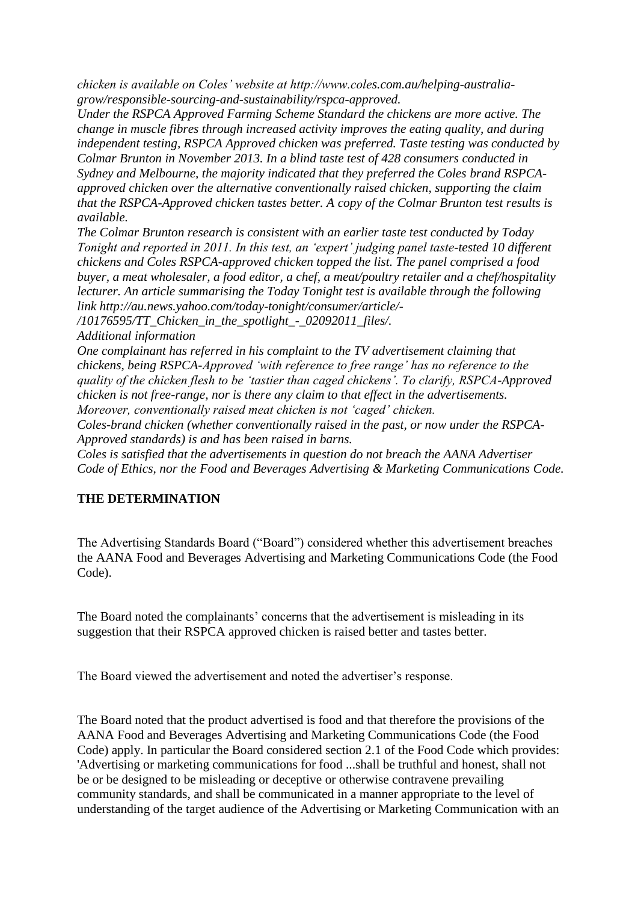*chicken is available on Coles' website at http://www.coles.com.au/helping-australia-grow/responsible-sourcing-and-sustainability/rspca-approved.*

*Under the RSPCA Approved Farming Scheme Standard the chickens are more active. The change in muscle fibres through increased activity improves the eating quality, and during independent testing, RSPCA Approved chicken was preferred. Taste testing was conducted by Colmar Brunton in November 2013. In a blind taste test of 428 consumers conducted in Sydney and Melbourne, the majority indicated that they preferred the Coles brand RSPCA-approved chicken over the alternative conventionally raised chicken, supporting the claim that the RSPCA-Approved chicken tastes better. A copy of the Colmar Brunton test results is available.*

*The Colmar Brunton research is consistent with an earlier taste test conducted by Today Tonight and reported in 2011. In this test, an 'expert' judging panel taste-tested 10 different chickens and Coles RSPCA-approved chicken topped the list. The panel comprised a food buyer, a meat wholesaler, a food editor, a chef, a meat/poultry retailer and a chef/hospitality lecturer. An article summarising the Today Tonight test is available through the following link http://au.news.yahoo.com/today-tonight/consumer/article/-/10176595/TT_Chicken_in_the_spotlight_-_02092011_files/.*

*Additional information*

*One complainant has referred in his complaint to the TV advertisement claiming that chickens, being RSPCA-Approved 'with reference to free range' has no reference to the quality of the chicken flesh to be 'tastier than caged chickens'. To clarify, RSPCA-Approved chicken is not free-range, nor is there any claim to that effect in the advertisements. Moreover, conventionally raised meat chicken is not 'caged' chicken.*

*Coles-brand chicken (whether conventionally raised in the past, or now under the RSPCA-Approved standards) is and has been raised in barns.*

*Coles is satisfied that the advertisements in question do not breach the AANA Advertiser Code of Ethics, nor the Food and Beverages Advertising & Marketing Communications Code.*

## THE DETERMINATION

The Advertising Standards Board ("Board") considered whether this advertisement breaches the AANA Food and Beverages Advertising and Marketing Communications Code (the Food Code).

The Board noted the complainants' concerns that the advertisement is misleading in its suggestion that their RSPCA approved chicken is raised better and tastes better.

The Board viewed the advertisement and noted the advertiser's response.

The Board noted that the product advertised is food and that therefore the provisions of the AANA Food and Beverages Advertising and Marketing Communications Code (the Food Code) apply. In particular the Board considered section 2.1 of the Food Code which provides: 'Advertising or marketing communications for food ...shall be truthful and honest, shall not be or be designed to be misleading or deceptive or otherwise contravene prevailing community standards, and shall be communicated in a manner appropriate to the level of understanding of the target audience of the Advertising or Marketing Communication with an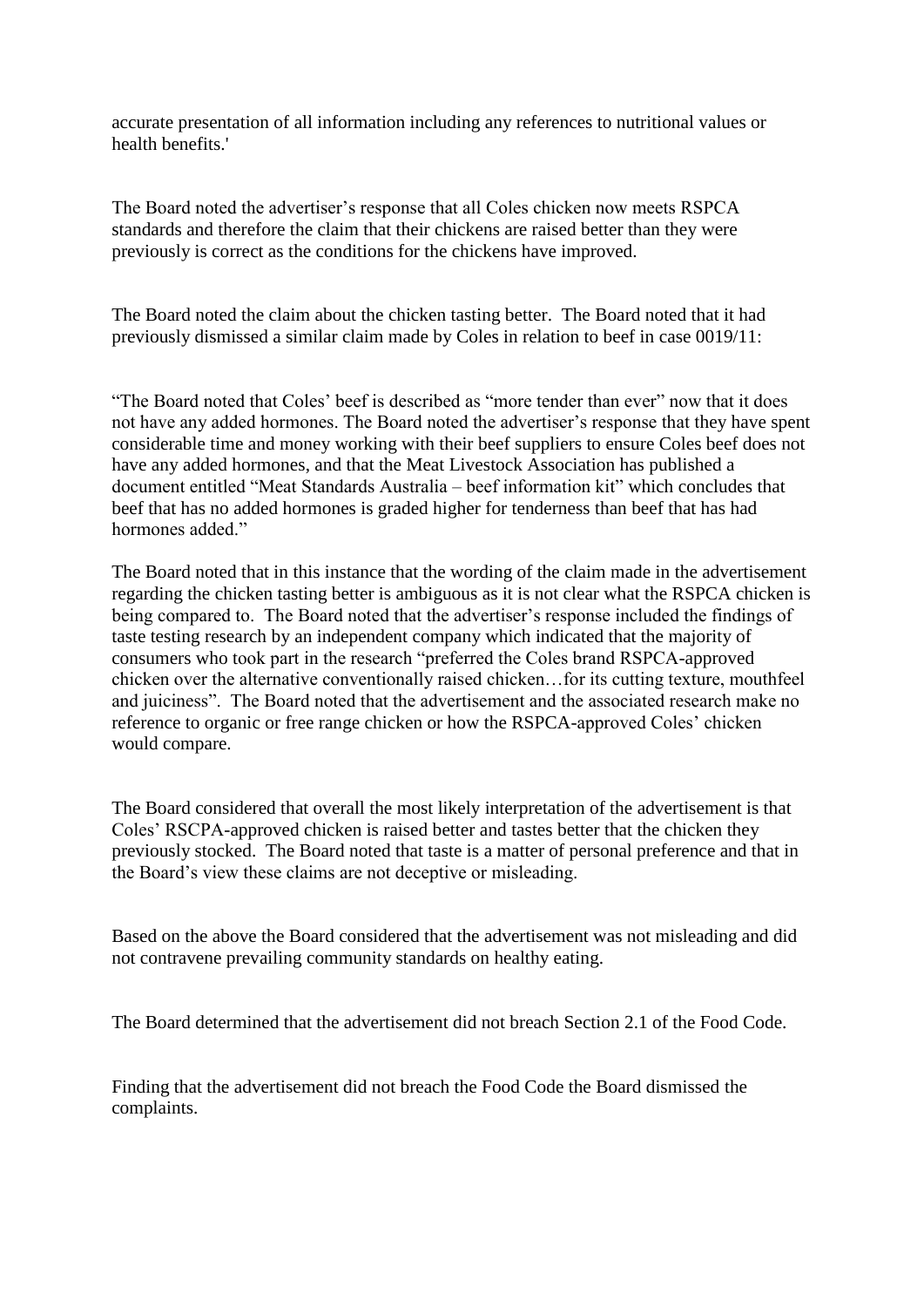accurate presentation of all information including any references to nutritional values or health benefits.'

The Board noted the advertiser's response that all Coles chicken now meets RSPCA standards and therefore the claim that their chickens are raised better than they were previously is correct as the conditions for the chickens have improved.

The Board noted the claim about the chicken tasting better. The Board noted that it had previously dismissed a similar claim made by Coles in relation to beef in case 0019/11:

"The Board noted that Coles' beef is described as "more tender than ever" now that it does not have any added hormones. The Board noted the advertiser's response that they have spent considerable time and money working with their beef suppliers to ensure Coles beef does not have any added hormones, and that the Meat Livestock Association has published a document entitled "Meat Standards Australia – beef information kit" which concludes that beef that has no added hormones is graded higher for tenderness than beef that has had hormones added."

The Board noted that in this instance that the wording of the claim made in the advertisement regarding the chicken tasting better is ambiguous as it is not clear what the RSPCA chicken is being compared to. The Board noted that the advertiser's response included the findings of taste testing research by an independent company which indicated that the majority of consumers who took part in the research "preferred the Coles brand RSPCA-approved chicken over the alternative conventionally raised chicken…for its cutting texture, mouthfeel and juiciness". The Board noted that the advertisement and the associated research make no reference to organic or free range chicken or how the RSPCA-approved Coles' chicken would compare.

The Board considered that overall the most likely interpretation of the advertisement is that Coles' RSCPA-approved chicken is raised better and tastes better that the chicken they previously stocked. The Board noted that taste is a matter of personal preference and that in the Board's view these claims are not deceptive or misleading.

Based on the above the Board considered that the advertisement was not misleading and did not contravene prevailing community standards on healthy eating.

The Board determined that the advertisement did not breach Section 2.1 of the Food Code.

Finding that the advertisement did not breach the Food Code the Board dismissed the complaints.